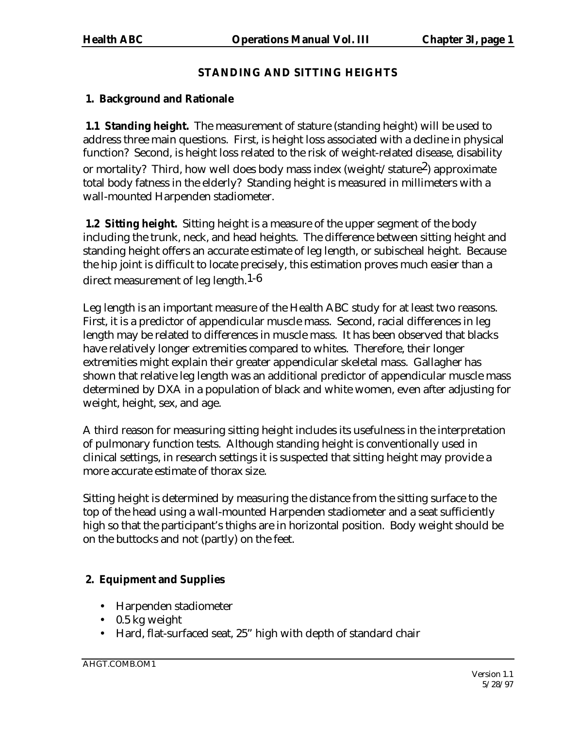# STANDING AND SITTING HEIGHTS

## 1. Background and Rationale

**1.1 Standing height.** The measurement of stature (standing height) will be used to address three main questions. First, is height loss associated with a decline in physical function? Second, is height loss related to the risk of weight-related disease, disability or mortality? Third, how well does body mass index (weight/stature$^2$) approximate total body fatness in the elderly? Standing height is measured in millimeters with a wall-mounted Harpenden stadiometer.

**1.2 Sitting height.** Sitting height is a measure of the upper segment of the body including the trunk, neck, and head heights. The difference between sitting height and standing height offers an accurate estimate of leg length, or subischeal height. Because the hip joint is difficult to locate precisely, this estimation proves much easier than a direct measurement of leg length.[1-6]

Leg length is an important measure of the Health ABC study for at least two reasons. First, it is a predictor of appendicular muscle mass. Second, racial differences in leg length may be related to differences in muscle mass. It has been observed that blacks have relatively longer extremities compared to whites. Therefore, their longer extremities might explain their greater appendicular skeletal mass. Gallagher has shown that relative leg length was an additional predictor of appendicular muscle mass determined by DXA in a population of black and white women, even after adjusting for weight, height, sex, and age.

A third reason for measuring sitting height includes its usefulness in the interpretation of pulmonary function tests. Although standing height is conventionally used in clinical settings, in research settings it is suspected that sitting height may provide a more accurate estimate of thorax size.

Sitting height is determined by measuring the distance from the sitting surface to the top of the head using a wall-mounted Harpenden stadiometer and a seat sufficiently high so that the participant's thighs are in horizontal position. Body weight should be on the buttocks and not (partly) on the feet.

## 2. Equipment and Supplies

- Harpenden stadiometer
- 0.5 kg weight
- Hard, flat-surfaced seat, 25" high with depth of standard chair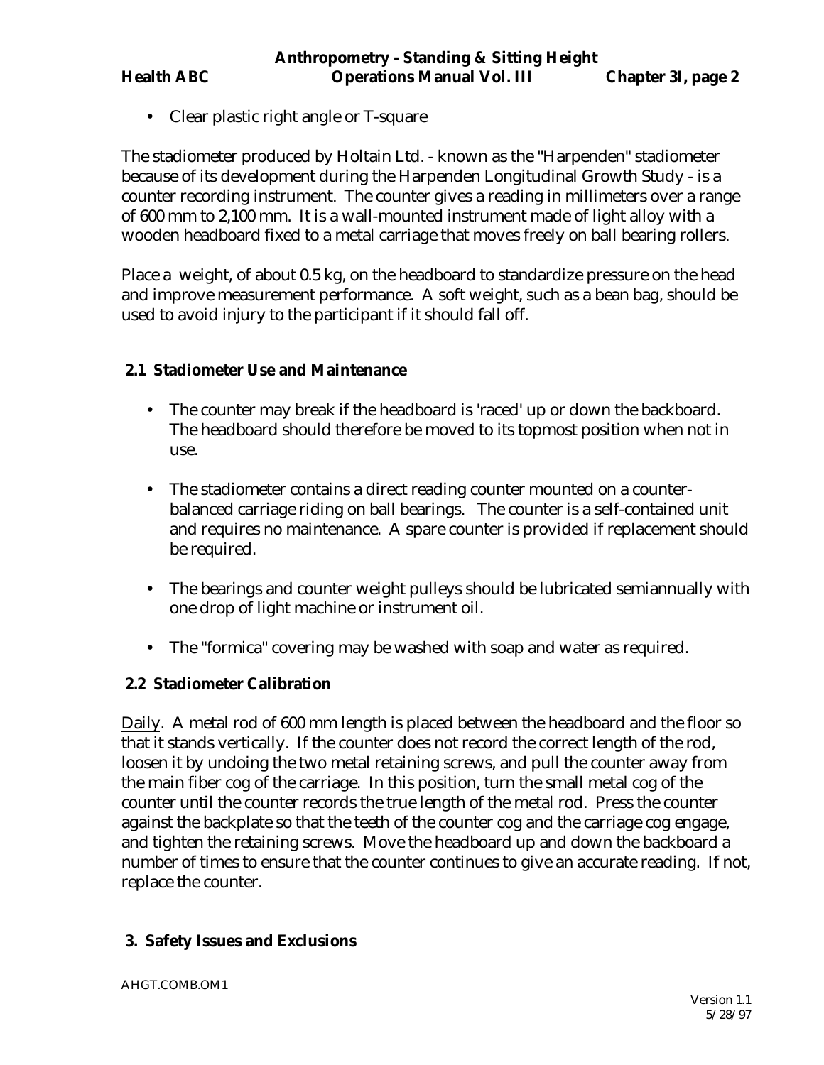- Clear plastic right angle or T-square

The stadiometer produced by Holtain Ltd. - known as the "Harpenden" stadiometer because of its development during the Harpenden Longitudinal Growth Study - is a counter recording instrument. The counter gives a reading in millimeters over a range of 600 mm to 2,100 mm. It is a wall-mounted instrument made of light alloy with a wooden headboard fixed to a metal carriage that moves freely on ball bearing rollers.

Place a weight, of about 0.5 kg, on the headboard to standardize pressure on the head and improve measurement performance. A soft weight, such as a bean bag, should be used to avoid injury to the participant if it should fall off.

### 2.1 Stadiometer Use and Maintenance

- The counter may break if the headboard is 'raced' up or down the backboard. The headboard should therefore be moved to its topmost position when not in use.
- The stadiometer contains a direct reading counter mounted on a counter-balanced carriage riding on ball bearings. The counter is a self-contained unit and requires no maintenance. A spare counter is provided if replacement should be required.
- The bearings and counter weight pulleys should be lubricated semiannually with one drop of light machine or instrument oil.
- The "formica" covering may be washed with soap and water as required.

### 2.2 Stadiometer Calibration

Daily. A metal rod of 600 mm length is placed between the headboard and the floor so that it stands vertically. If the counter does not record the correct length of the rod, loosen it by undoing the two metal retaining screws, and pull the counter away from the main fiber cog of the carriage. In this position, turn the small metal cog of the counter until the counter records the true length of the metal rod. Press the counter against the backplate so that the teeth of the counter cog and the carriage cog engage, and tighten the retaining screws. Move the headboard up and down the backboard a number of times to ensure that the counter continues to give an accurate reading. If not, replace the counter.

## 3. Safety Issues and Exclusions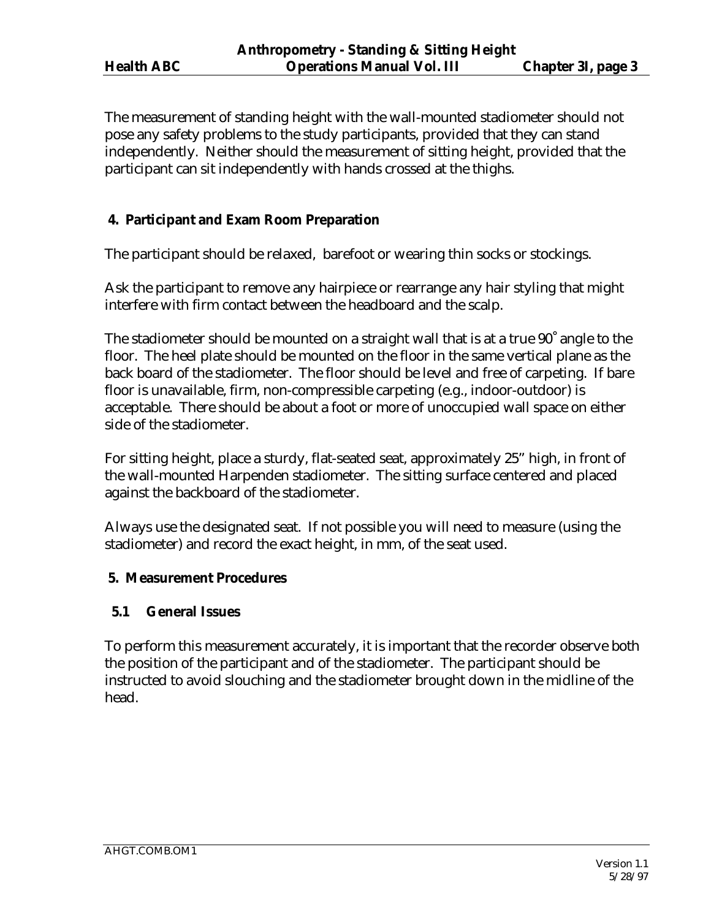The measurement of standing height with the wall-mounted stadiometer should not pose any safety problems to the study participants, provided that they can stand independently. Neither should the measurement of sitting height, provided that the participant can sit independently with hands crossed at the thighs.

## 4. Participant and Exam Room Preparation

The participant should be relaxed, barefoot or wearing thin socks or stockings.

Ask the participant to remove any hairpiece or rearrange any hair styling that might interfere with firm contact between the headboard and the scalp.

The stadiometer should be mounted on a straight wall that is at a true 90˚ angle to the floor. The heel plate should be mounted on the floor in the same vertical plane as the back board of the stadiometer. The floor should be level and free of carpeting. If bare floor is unavailable, firm, non-compressible carpeting (e.g., indoor-outdoor) is acceptable. There should be about a foot or more of unoccupied wall space on either side of the stadiometer.

For sitting height, place a sturdy, flat-seated seat, approximately 25" high, in front of the wall-mounted Harpenden stadiometer. The sitting surface centered and placed against the backboard of the stadiometer.

Always use the designated seat. If not possible you will need to measure (using the stadiometer) and record the exact height, in mm, of the seat used.

## 5. Measurement Procedures

### 5.1 General Issues

To perform this measurement accurately, it is important that the recorder observe both the position of the participant and of the stadiometer. The participant should be instructed to avoid slouching and the stadiometer brought down in the midline of the head.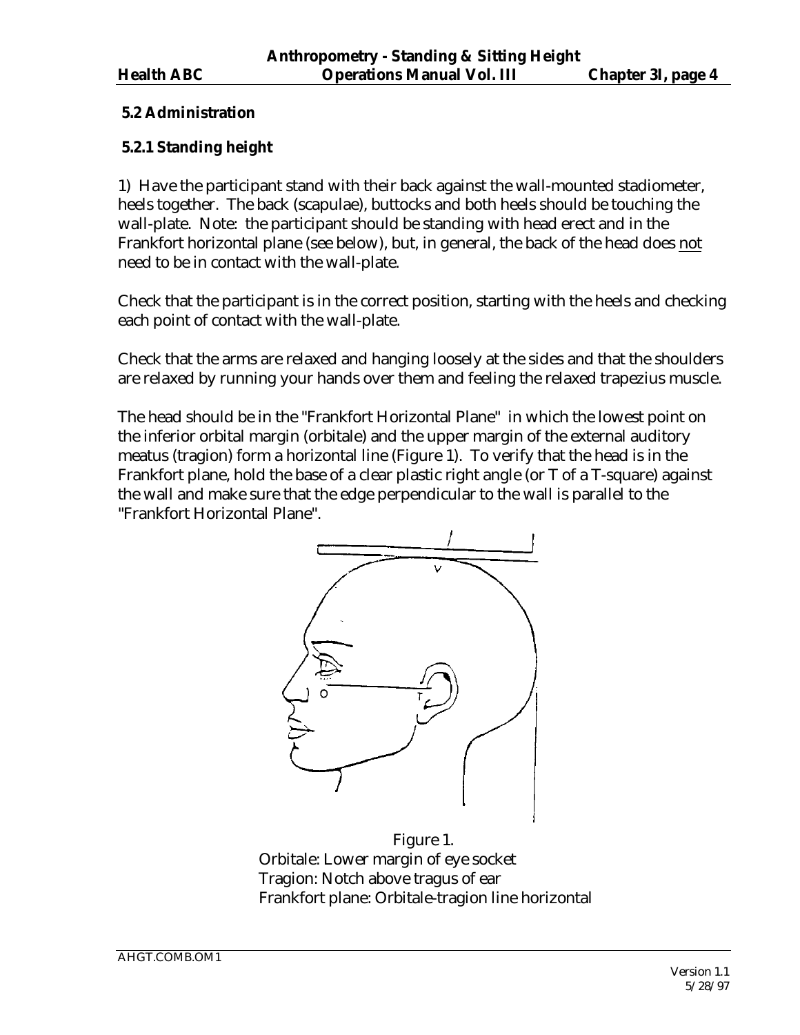### 5.2 Administration

### 5.2.1 Standing height

1) Have the participant stand with their back against the wall-mounted stadiometer, heels together. The back (scapulae), buttocks and both heels should be touching the wall-plate. Note: the participant should be standing with head erect and in the Frankfort horizontal plane (see below), but, in general, the back of the head does not need to be in contact with the wall-plate.

Check that the participant is in the correct position, starting with the heels and checking each point of contact with the wall-plate.

Check that the arms are relaxed and hanging loosely at the sides and that the shoulders are relaxed by running your hands over them and feeling the relaxed trapezius muscle.

The head should be in the "Frankfort Horizontal Plane" in which the lowest point on the inferior orbital margin (orbitale) and the upper margin of the external auditory meatus (tragion) form a horizontal line (Figure 1). To verify that the head is in the Frankfort plane, hold the base of a clear plastic right angle (or T of a T-square) against the wall and make sure that the edge perpendicular to the wall is parallel to the "Frankfort Horizontal Plane".

Figure 1.
Orbitale: Lower margin of eye socket
Tragion: Notch above tragus of ear
Frankfort plane: Orbitale-tragion line horizontal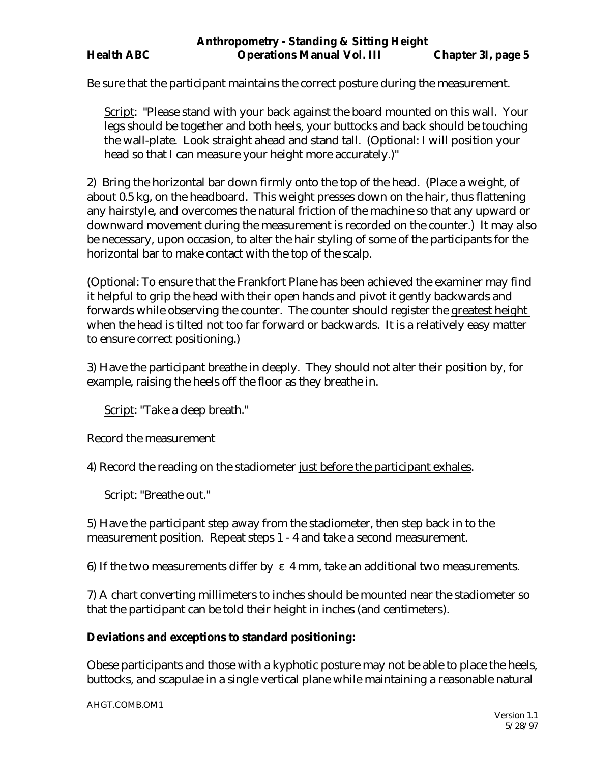Be sure that the participant maintains the correct posture during the measurement.

> Script: "Please stand with your back against the board mounted on this wall. Your legs should be together and both heels, your buttocks and back should be touching the wall-plate. Look straight ahead and stand tall. (Optional: I will position your head so that I can measure your height more accurately.)"

2) Bring the horizontal bar down firmly onto the top of the head. (Place a weight, of about 0.5 kg, on the headboard. This weight presses down on the hair, thus flattening any hairstyle, and overcomes the natural friction of the machine so that any upward or downward movement during the measurement is recorded on the counter.) It may also be necessary, upon occasion, to alter the hair styling of some of the participants for the horizontal bar to make contact with the top of the scalp.

(Optional: To ensure that the Frankfort Plane has been achieved the examiner may find it helpful to grip the head with their open hands and pivot it gently backwards and forwards while observing the counter. The counter should register the greatest height when the head is tilted not too far forward or backwards. It is a relatively easy matter to ensure correct positioning.)

3) Have the participant breathe in deeply. They should not alter their position by, for example, raising the heels off the floor as they breathe in.

> Script: "Take a deep breath."

Record the measurement

4) Record the reading on the stadiometer just before the participant exhales.

> Script: "Breathe out."

5) Have the participant step away from the stadiometer, then step back in to the measurement position. Repeat steps 1 - 4 and take a second measurement.

6) If the two measurements differ by ε 4 mm, take an additional two measurements.

7) A chart converting millimeters to inches should be mounted near the stadiometer so that the participant can be told their height in inches (and centimeters).

**Deviations and exceptions to standard positioning:**

Obese participants and those with a kyphotic posture may not be able to place the heels, buttocks, and scapulae in a single vertical plane while maintaining a reasonable natural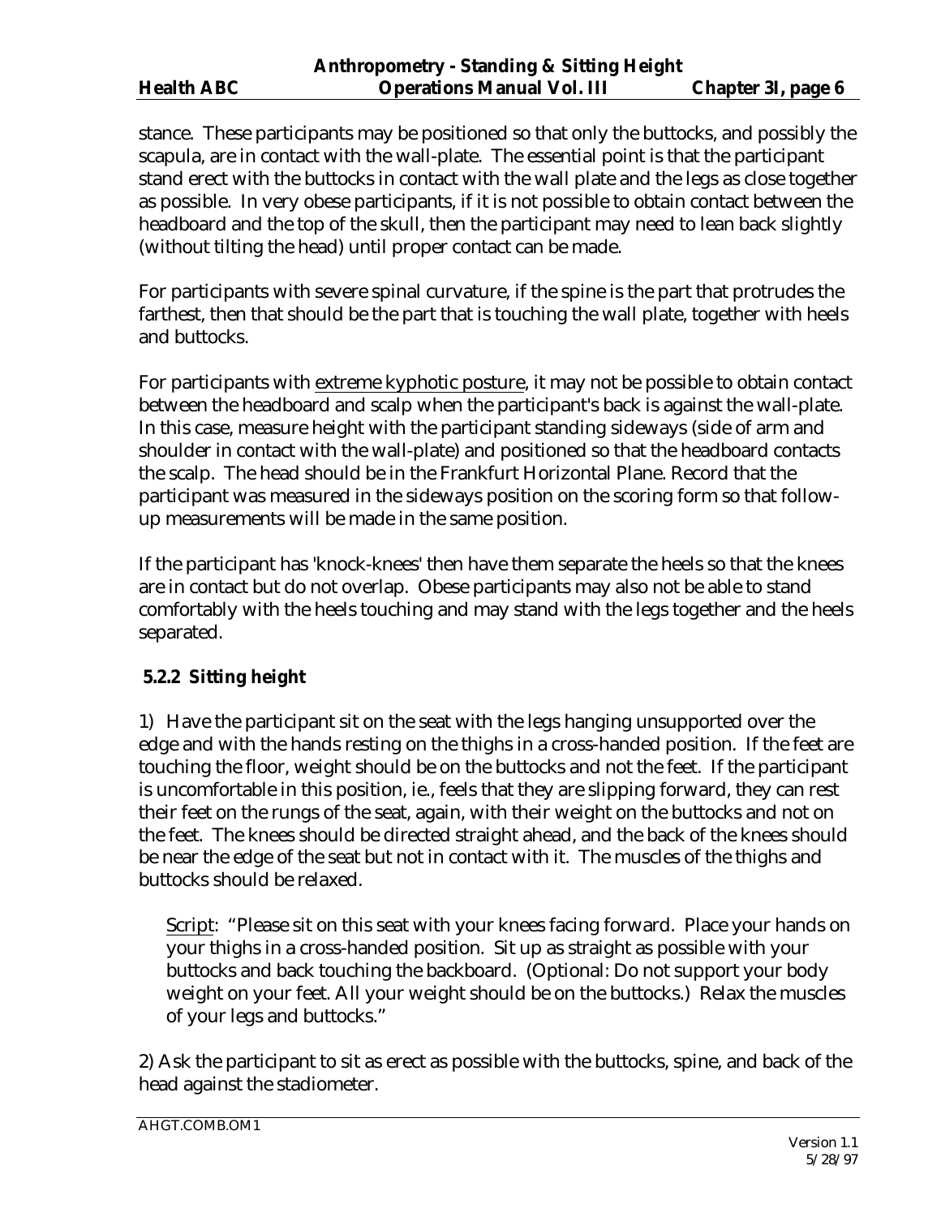stance. These participants may be positioned so that only the buttocks, and possibly the scapula, are in contact with the wall-plate. The essential point is that the participant stand erect with the buttocks in contact with the wall plate and the legs as close together as possible. In very obese participants, if it is not possible to obtain contact between the headboard and the top of the skull, then the participant may need to lean back slightly (without tilting the head) until proper contact can be made.

For participants with severe spinal curvature, if the spine is the part that protrudes the farthest, then that should be the part that is touching the wall plate, together with heels and buttocks.

For participants with <u>extreme kyphotic posture</u>, it may not be possible to obtain contact between the headboard and scalp when the participant's back is against the wall-plate. In this case, measure height with the participant standing sideways (side of arm and shoulder in contact with the wall-plate) and positioned so that the headboard contacts the scalp. The head should be in the Frankfurt Horizontal Plane. Record that the participant was measured in the sideways position on the scoring form so that follow-up measurements will be made in the same position.

If the participant has 'knock-knees' then have them separate the heels so that the knees are in contact but do not overlap. Obese participants may also not be able to stand comfortably with the heels touching and may stand with the legs together and the heels separated.

### 5.2.2 Sitting height

1) Have the participant sit on the seat with the legs hanging unsupported over the edge and with the hands resting on the thighs in a cross-handed position. If the feet are touching the floor, weight should be on the buttocks and not the feet. If the participant is uncomfortable in this position, ie., feels that they are slipping forward, they can rest their feet on the rungs of the seat, again, with their weight on the buttocks and not on the feet. The knees should be directed straight ahead, and the back of the knees should be near the edge of the seat but not in contact with it. The muscles of the thighs and buttocks should be relaxed.

> <u>Script</u>: "Please sit on this seat with your knees facing forward. Place your hands on your thighs in a cross-handed position. Sit up as straight as possible with your buttocks and back touching the backboard. (Optional: Do not support your body weight on your feet. All your weight should be on the buttocks.) Relax the muscles of your legs and buttocks."

2) Ask the participant to sit as erect as possible with the buttocks, spine, and back of the head against the stadiometer.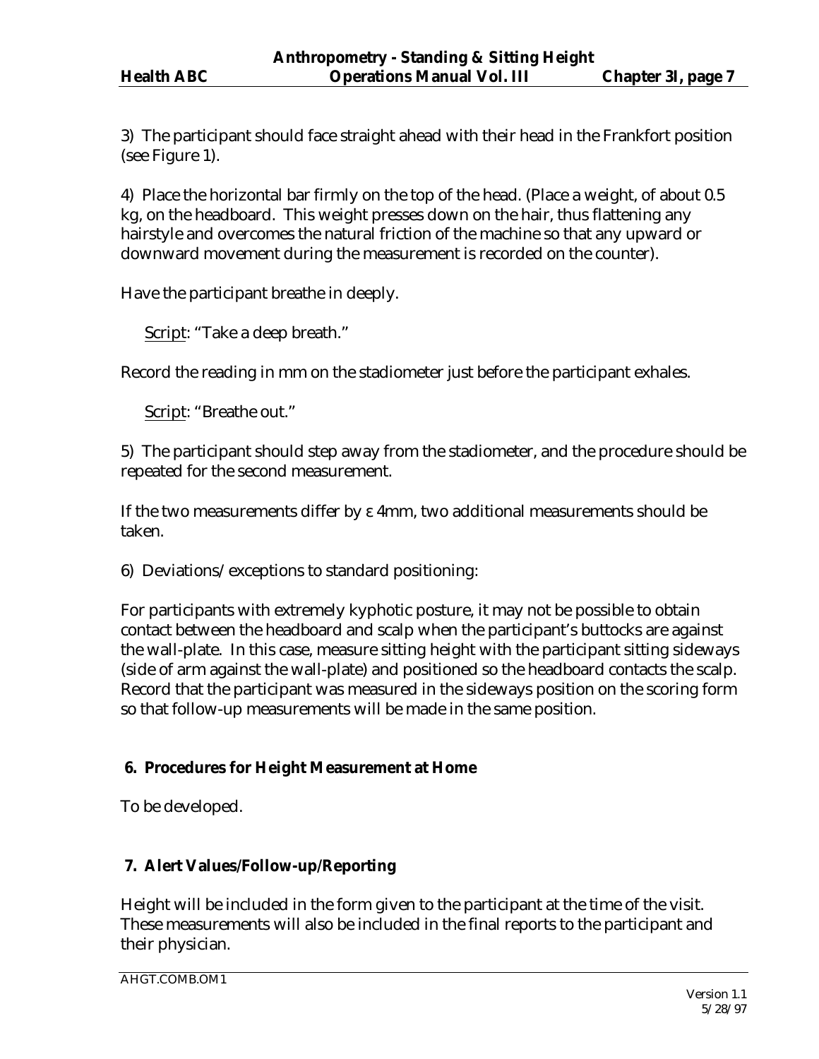3) The participant should face straight ahead with their head in the Frankfort position (see Figure 1).

4) Place the horizontal bar firmly on the top of the head. (Place a weight, of about 0.5 kg, on the headboard. This weight presses down on the hair, thus flattening any hairstyle and overcomes the natural friction of the machine so that any upward or downward movement during the measurement is recorded on the counter).

Have the participant breathe in deeply.

Script: "Take a deep breath."

Record the reading in mm on the stadiometer just before the participant exhales.

Script: "Breathe out."

5) The participant should step away from the stadiometer, and the procedure should be repeated for the second measurement.

If the two measurements differ by ε 4mm, two additional measurements should be taken.

6) Deviations/exceptions to standard positioning:

For participants with extremely kyphotic posture, it may not be possible to obtain contact between the headboard and scalp when the participant's buttocks are against the wall-plate. In this case, measure sitting height with the participant sitting sideways (side of arm against the wall-plate) and positioned so the headboard contacts the scalp. Record that the participant was measured in the sideways position on the scoring form so that follow-up measurements will be made in the same position.

## 6. Procedures for Height Measurement at Home

To be developed.

## 7. Alert Values/Follow-up/Reporting

Height will be included in the form given to the participant at the time of the visit. These measurements will also be included in the final reports to the participant and their physician.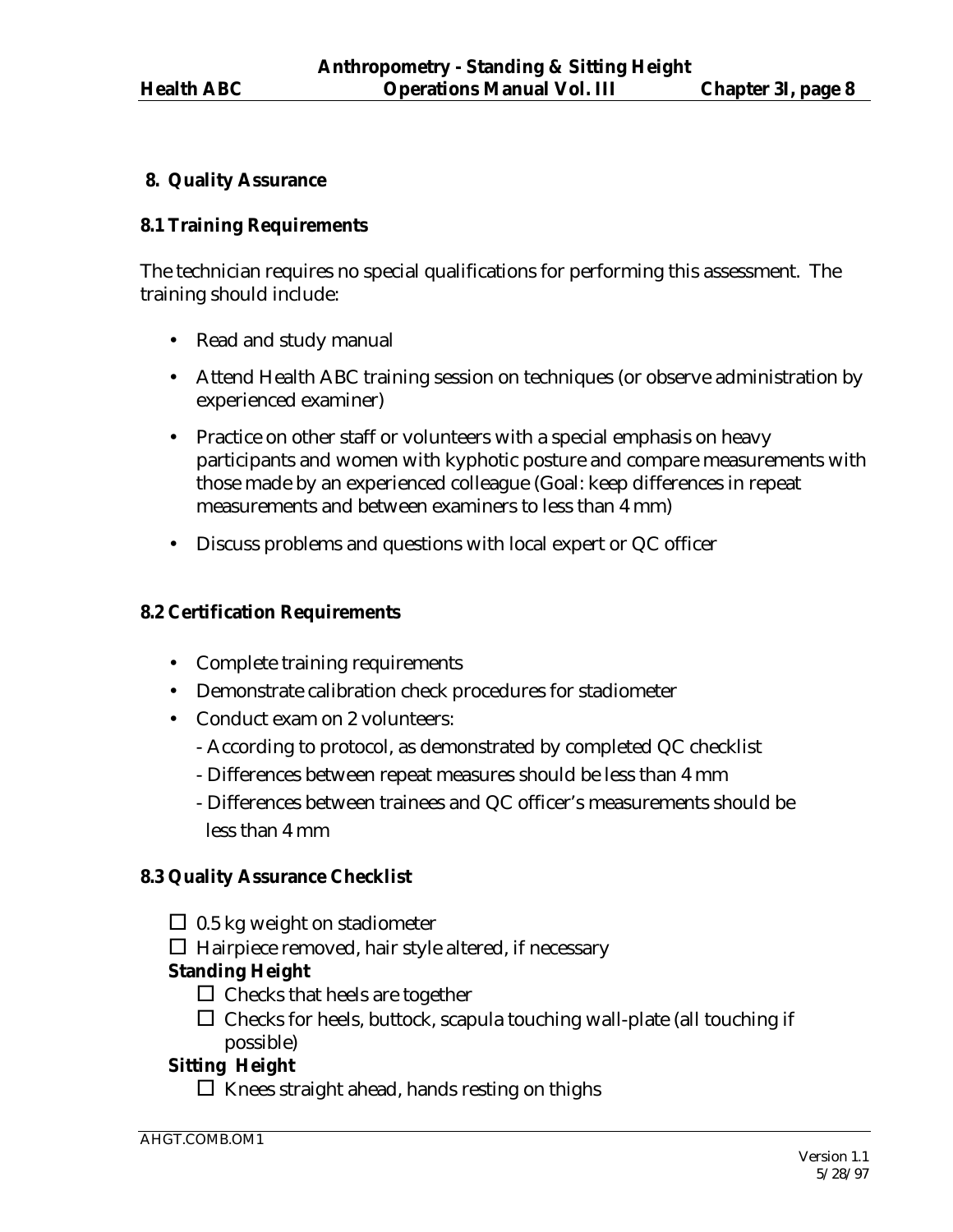## 8. Quality Assurance

### 8.1 Training Requirements

The technician requires no special qualifications for performing this assessment. The training should include:

- Read and study manual
- Attend Health ABC training session on techniques (or observe administration by experienced examiner)
- Practice on other staff or volunteers with a special emphasis on heavy participants and women with kyphotic posture and compare measurements with those made by an experienced colleague (Goal: keep differences in repeat measurements and between examiners to less than 4 mm)
- Discuss problems and questions with local expert or QC officer

### 8.2 Certification Requirements

- Complete training requirements
- Demonstrate calibration check procedures for stadiometer
- Conduct exam on 2 volunteers:
  - According to protocol, as demonstrated by completed QC checklist
  - Differences between repeat measures should be less than 4 mm
  - Differences between trainees and QC officer's measurements should be less than 4 mm

### 8.3 Quality Assurance Checklist

- ☐ 0.5 kg weight on stadiometer
- ☐ Hairpiece removed, hair style altered, if necessary

**Standing Height**

- ☐ Checks that heels are together
- ☐ Checks for heels, buttock, scapula touching wall-plate (all touching if possible)

**Sitting Height**

- ☐ Knees straight ahead, hands resting on thighs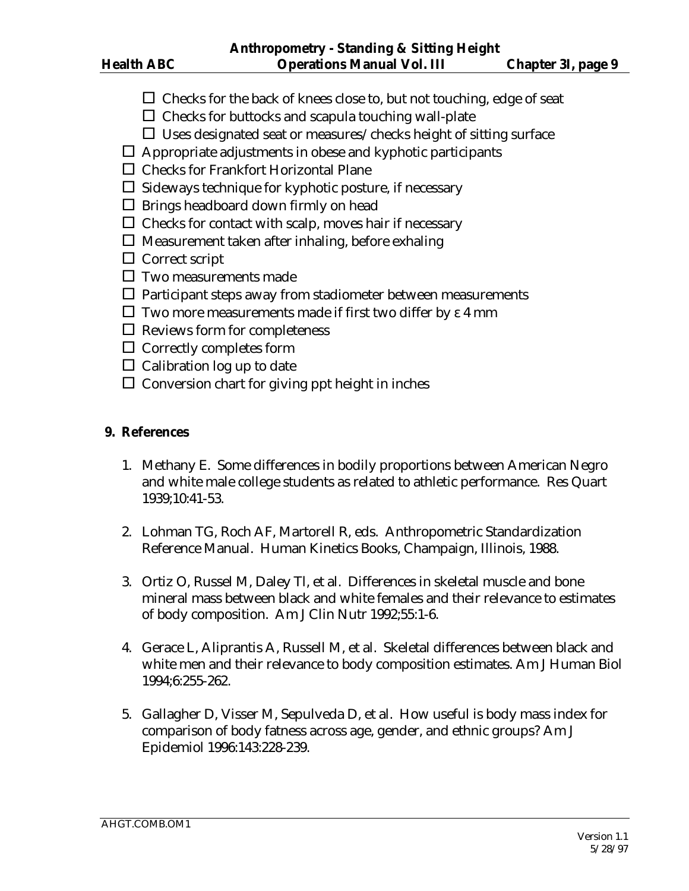- ☐ Checks for the back of knees close to, but not touching, edge of seat
  - ☐ Checks for buttocks and scapula touching wall-plate
  - ☐ Uses designated seat or measures/checks height of sitting surface
- ☐ Appropriate adjustments in obese and kyphotic participants
- ☐ Checks for Frankfort Horizontal Plane
- ☐ Sideways technique for kyphotic posture, if necessary
- ☐ Brings headboard down firmly on head
- ☐ Checks for contact with scalp, moves hair if necessary
- ☐ Measurement taken after inhaling, before exhaling
- ☐ Correct script
- ☐ Two measurements made
- ☐ Participant steps away from stadiometer between measurements
- ☐ Two more measurements made if first two differ by ε 4 mm
- ☐ Reviews form for completeness
- ☐ Correctly completes form
- ☐ Calibration log up to date
- ☐ Conversion chart for giving ppt height in inches

## 9. References

1. Methany E. Some differences in bodily proportions between American Negro and white male college students as related to athletic performance. Res Quart 1939;10:41-53.

2. Lohman TG, Roch AF, Martorell R, eds. Anthropometric Standardization Reference Manual. Human Kinetics Books, Champaign, Illinois, 1988.

3. Ortiz O, Russel M, Daley Tl, et al. Differences in skeletal muscle and bone mineral mass between black and white females and their relevance to estimates of body composition. Am J Clin Nutr 1992;55:1-6.

4. Gerace L, Aliprantis A, Russell M, et al. Skeletal differences between black and white men and their relevance to body composition estimates. Am J Human Biol 1994;6:255-262.

5. Gallagher D, Visser M, Sepulveda D, et al. How useful is body mass index for comparison of body fatness across age, gender, and ethnic groups? Am J Epidemiol 1996:143:228-239.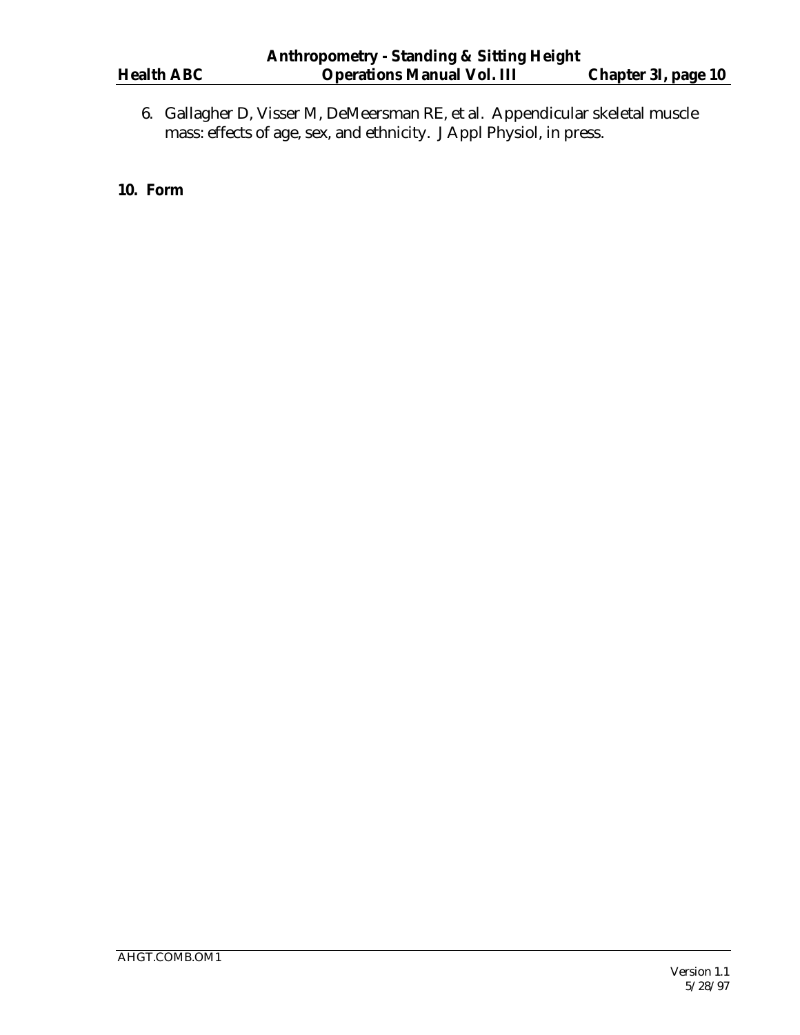6. Gallagher D, Visser M, DeMeersman RE, et al. Appendicular skeletal muscle mass: effects of age, sex, and ethnicity. J Appl Physiol, in press.

## 10. Form